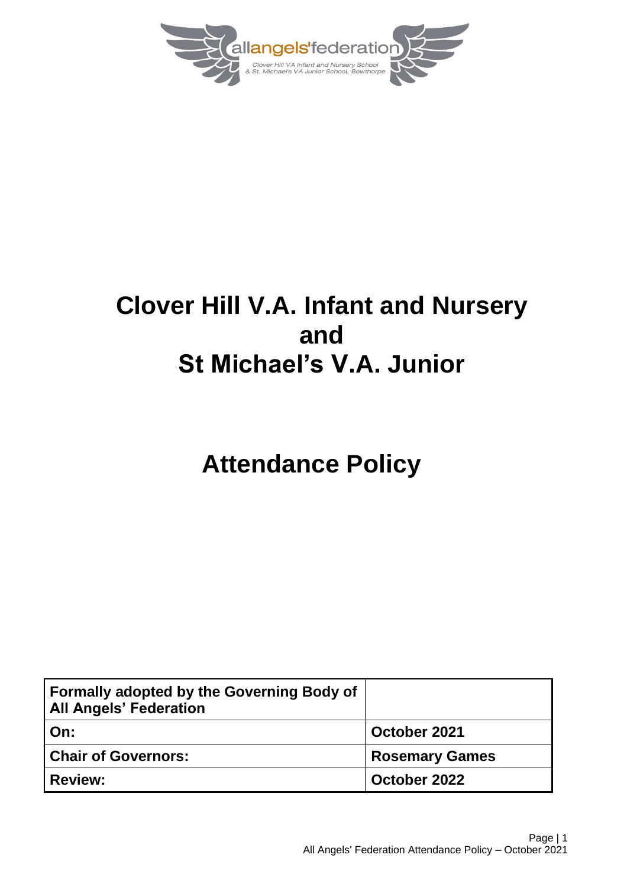allangels'federation

Clover Hill VA Infant and Nursery School
& St. Michael's VA Junior School, Bowthorpe

# Clover Hill V.A. Infant and Nursery and St Michael's V.A. Junior

# Attendance Policy

| Formally adopted by the Governing Body of All Angels' Federation | |
|---|---|
| On: | October 2021 |
| Chair of Governors: | Rosemary Games |
| Review: | October 2022 |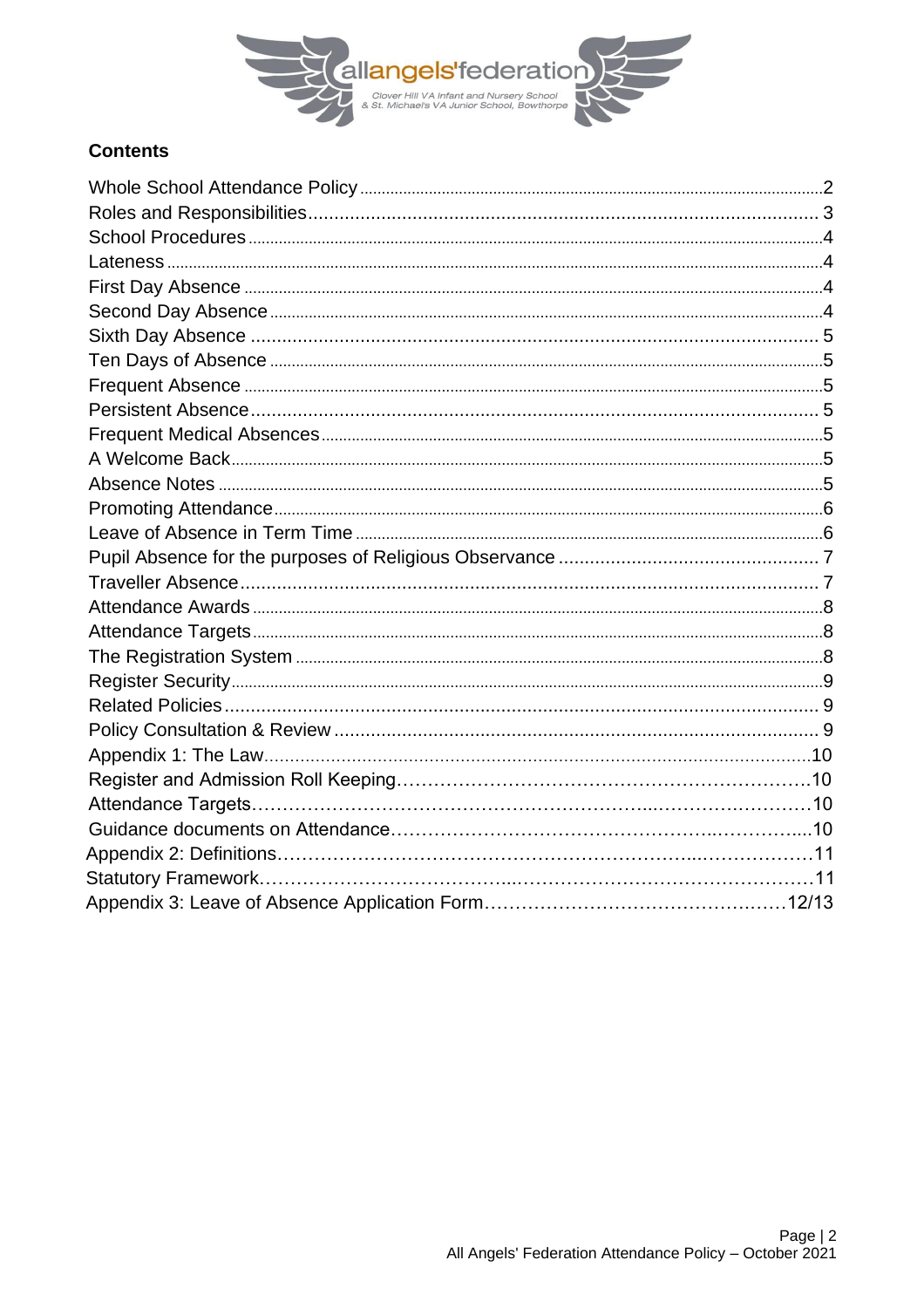## Contents

| | |
|---|---|
| Whole School Attendance Policy | 2 |
| Roles and Responsibilities | 3 |
| School Procedures | 4 |
| Lateness | 4 |
| First Day Absence | 4 |
| Second Day Absence | 4 |
| Sixth Day Absence | 5 |
| Ten Days of Absence | 5 |
| Frequent Absence | 5 |
| Persistent Absence | 5 |
| Frequent Medical Absences | 5 |
| A Welcome Back | 5 |
| Absence Notes | 5 |
| Promoting Attendance | 6 |
| Leave of Absence in Term Time | 6 |
| Pupil Absence for the purposes of Religious Observance | 7 |
| Traveller Absence | 7 |
| Attendance Awards | 8 |
| Attendance Targets | 8 |
| The Registration System | 8 |
| Register Security | 9 |
| Related Policies | 9 |
| Policy Consultation & Review | 9 |
| Appendix 1: The Law | 10 |
| Register and Admission Roll Keeping | 10 |
| Attendance Targets | 10 |
| Guidance documents on Attendance | 10 |
| Appendix 2: Definitions | 11 |
| Statutory Framework | 11 |
| Appendix 3: Leave of Absence Application Form | 12/13 |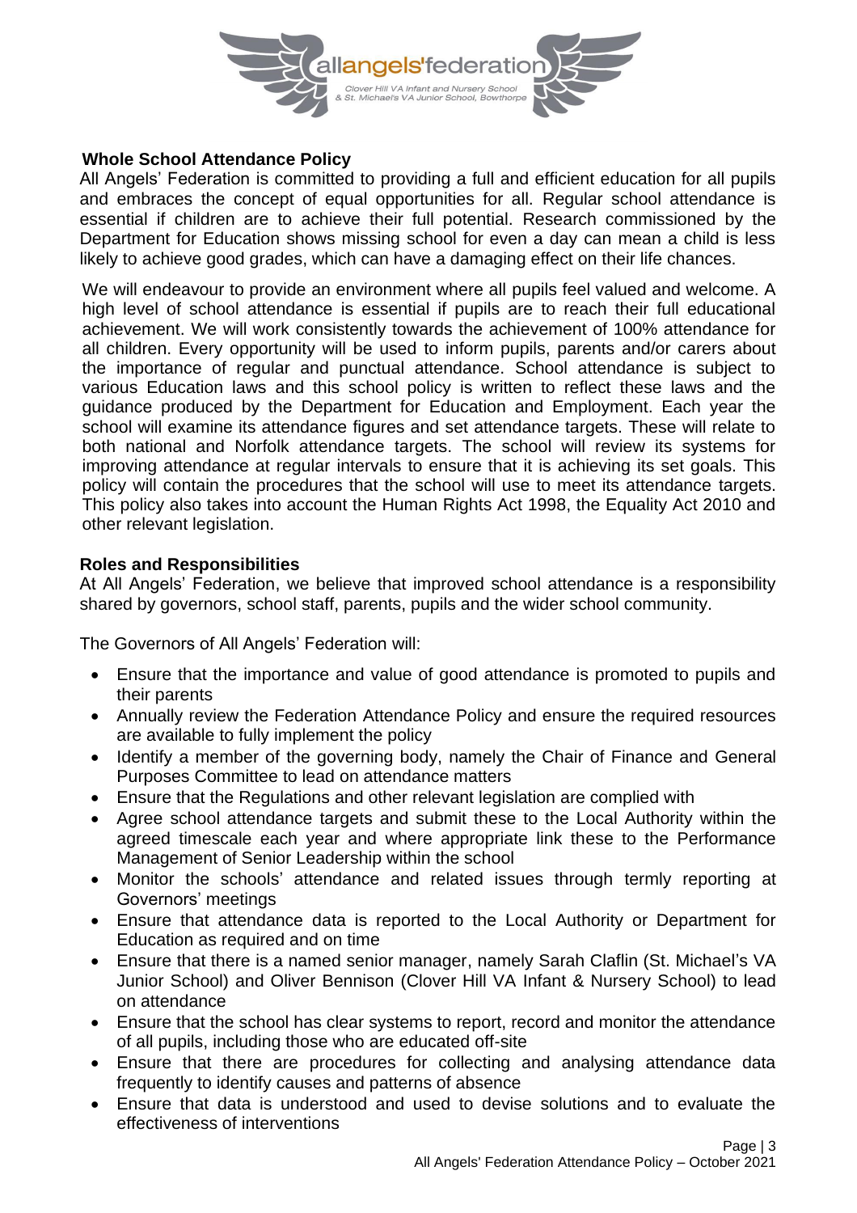## Whole School Attendance Policy

All Angels' Federation is committed to providing a full and efficient education for all pupils and embraces the concept of equal opportunities for all. Regular school attendance is essential if children are to achieve their full potential. Research commissioned by the Department for Education shows missing school for even a day can mean a child is less likely to achieve good grades, which can have a damaging effect on their life chances.

We will endeavour to provide an environment where all pupils feel valued and welcome. A high level of school attendance is essential if pupils are to reach their full educational achievement. We will work consistently towards the achievement of 100% attendance for all children. Every opportunity will be used to inform pupils, parents and/or carers about the importance of regular and punctual attendance. School attendance is subject to various Education laws and this school policy is written to reflect these laws and the guidance produced by the Department for Education and Employment. Each year the school will examine its attendance figures and set attendance targets. These will relate to both national and Norfolk attendance targets. The school will review its systems for improving attendance at regular intervals to ensure that it is achieving its set goals. This policy will contain the procedures that the school will use to meet its attendance targets. This policy also takes into account the Human Rights Act 1998, the Equality Act 2010 and other relevant legislation.

## Roles and Responsibilities

At All Angels' Federation, we believe that improved school attendance is a responsibility shared by governors, school staff, parents, pupils and the wider school community.

The Governors of All Angels' Federation will:

- Ensure that the importance and value of good attendance is promoted to pupils and their parents
- Annually review the Federation Attendance Policy and ensure the required resources are available to fully implement the policy
- Identify a member of the governing body, namely the Chair of Finance and General Purposes Committee to lead on attendance matters
- Ensure that the Regulations and other relevant legislation are complied with
- Agree school attendance targets and submit these to the Local Authority within the agreed timescale each year and where appropriate link these to the Performance Management of Senior Leadership within the school
- Monitor the schools' attendance and related issues through termly reporting at Governors' meetings
- Ensure that attendance data is reported to the Local Authority or Department for Education as required and on time
- Ensure that there is a named senior manager, namely Sarah Claflin (St. Michael's VA Junior School) and Oliver Bennison (Clover Hill VA Infant & Nursery School) to lead on attendance
- Ensure that the school has clear systems to report, record and monitor the attendance of all pupils, including those who are educated off-site
- Ensure that there are procedures for collecting and analysing attendance data frequently to identify causes and patterns of absence
- Ensure that data is understood and used to devise solutions and to evaluate the effectiveness of interventions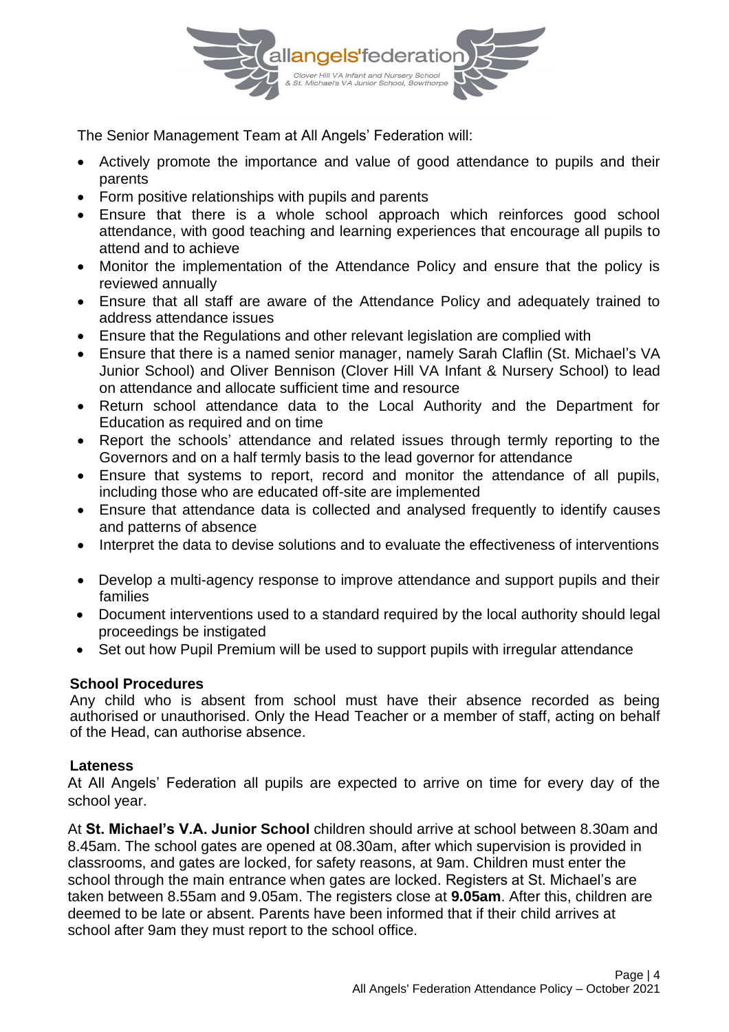The Senior Management Team at All Angels' Federation will:

- Actively promote the importance and value of good attendance to pupils and their parents
- Form positive relationships with pupils and parents
- Ensure that there is a whole school approach which reinforces good school attendance, with good teaching and learning experiences that encourage all pupils to attend and to achieve
- Monitor the implementation of the Attendance Policy and ensure that the policy is reviewed annually
- Ensure that all staff are aware of the Attendance Policy and adequately trained to address attendance issues
- Ensure that the Regulations and other relevant legislation are complied with
- Ensure that there is a named senior manager, namely Sarah Claflin (St. Michael's VA Junior School) and Oliver Bennison (Clover Hill VA Infant & Nursery School) to lead on attendance and allocate sufficient time and resource
- Return school attendance data to the Local Authority and the Department for Education as required and on time
- Report the schools' attendance and related issues through termly reporting to the Governors and on a half termly basis to the lead governor for attendance
- Ensure that systems to report, record and monitor the attendance of all pupils, including those who are educated off-site are implemented
- Ensure that attendance data is collected and analysed frequently to identify causes and patterns of absence
- Interpret the data to devise solutions and to evaluate the effectiveness of interventions
- Develop a multi-agency response to improve attendance and support pupils and their families
- Document interventions used to a standard required by the local authority should legal proceedings be instigated
- Set out how Pupil Premium will be used to support pupils with irregular attendance

**School Procedures**

Any child who is absent from school must have their absence recorded as being authorised or unauthorised. Only the Head Teacher or a member of staff, acting on behalf of the Head, can authorise absence.

**Lateness**

At All Angels' Federation all pupils are expected to arrive on time for every day of the school year.

At **St. Michael's V.A. Junior School** children should arrive at school between 8.30am and 8.45am. The school gates are opened at 08.30am, after which supervision is provided in classrooms, and gates are locked, for safety reasons, at 9am. Children must enter the school through the main entrance when gates are locked. Registers at St. Michael's are taken between 8.55am and 9.05am. The registers close at **9.05am**. After this, children are deemed to be late or absent. Parents have been informed that if their child arrives at school after 9am they must report to the school office.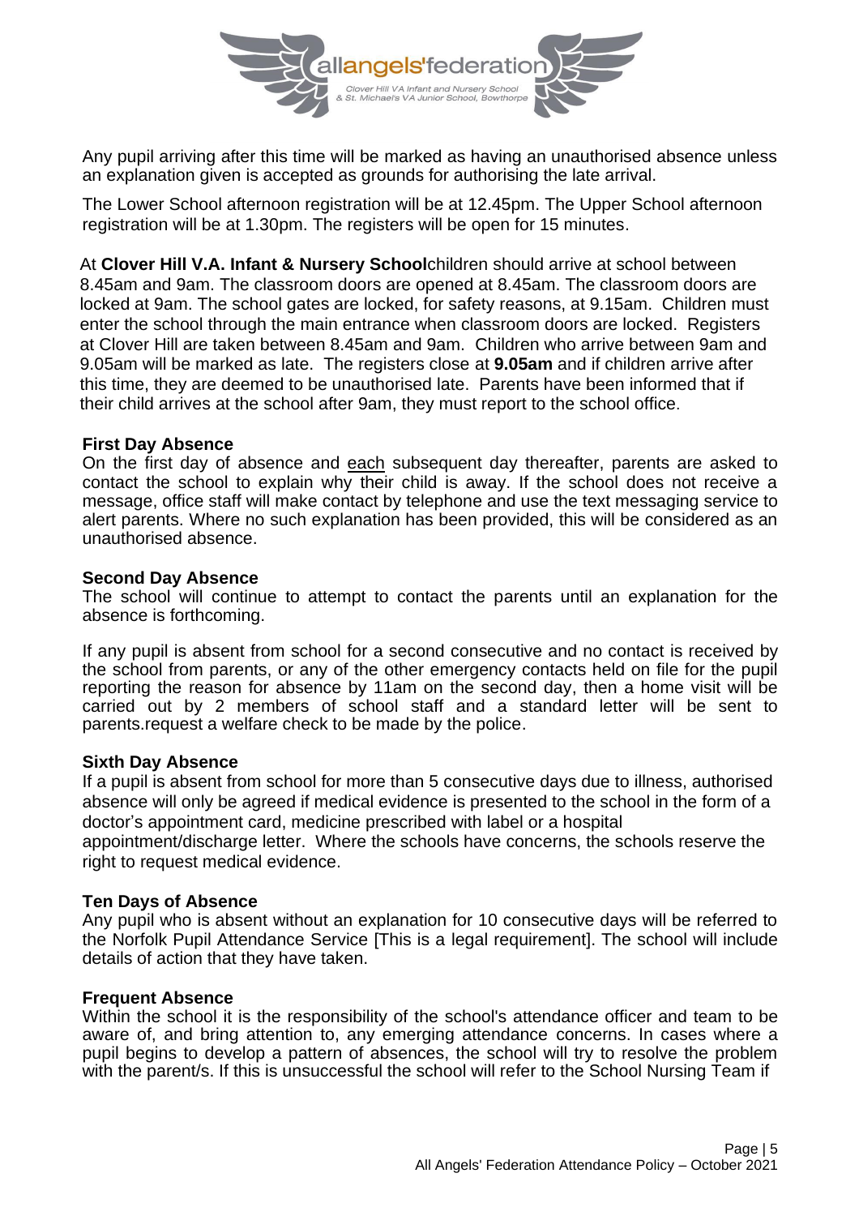Any pupil arriving after this time will be marked as having an unauthorised absence unless an explanation given is accepted as grounds for authorising the late arrival.

The Lower School afternoon registration will be at 12.45pm. The Upper School afternoon registration will be at 1.30pm. The registers will be open for 15 minutes.

At **Clover Hill V.A. Infant & Nursery School**children should arrive at school between 8.45am and 9am. The classroom doors are opened at 8.45am. The classroom doors are locked at 9am. The school gates are locked, for safety reasons, at 9.15am. Children must enter the school through the main entrance when classroom doors are locked. Registers at Clover Hill are taken between 8.45am and 9am. Children who arrive between 9am and 9.05am will be marked as late. The registers close at **9.05am** and if children arrive after this time, they are deemed to be unauthorised late. Parents have been informed that if their child arrives at the school after 9am, they must report to the school office.

**First Day Absence**

On the first day of absence and each subsequent day thereafter, parents are asked to contact the school to explain why their child is away. If the school does not receive a message, office staff will make contact by telephone and use the text messaging service to alert parents. Where no such explanation has been provided, this will be considered as an unauthorised absence.

**Second Day Absence**

The school will continue to attempt to contact the parents until an explanation for the absence is forthcoming.

If any pupil is absent from school for a second consecutive and no contact is received by the school from parents, or any of the other emergency contacts held on file for the pupil reporting the reason for absence by 11am on the second day, then a home visit will be carried out by 2 members of school staff and a standard letter will be sent to parents.request a welfare check to be made by the police.

**Sixth Day Absence**

If a pupil is absent from school for more than 5 consecutive days due to illness, authorised absence will only be agreed if medical evidence is presented to the school in the form of a doctor's appointment card, medicine prescribed with label or a hospital appointment/discharge letter. Where the schools have concerns, the schools reserve the right to request medical evidence.

**Ten Days of Absence**

Any pupil who is absent without an explanation for 10 consecutive days will be referred to the Norfolk Pupil Attendance Service [This is a legal requirement]. The school will include details of action that they have taken.

**Frequent Absence**

Within the school it is the responsibility of the school's attendance officer and team to be aware of, and bring attention to, any emerging attendance concerns. In cases where a pupil begins to develop a pattern of absences, the school will try to resolve the problem with the parent/s. If this is unsuccessful the school will refer to the School Nursing Team if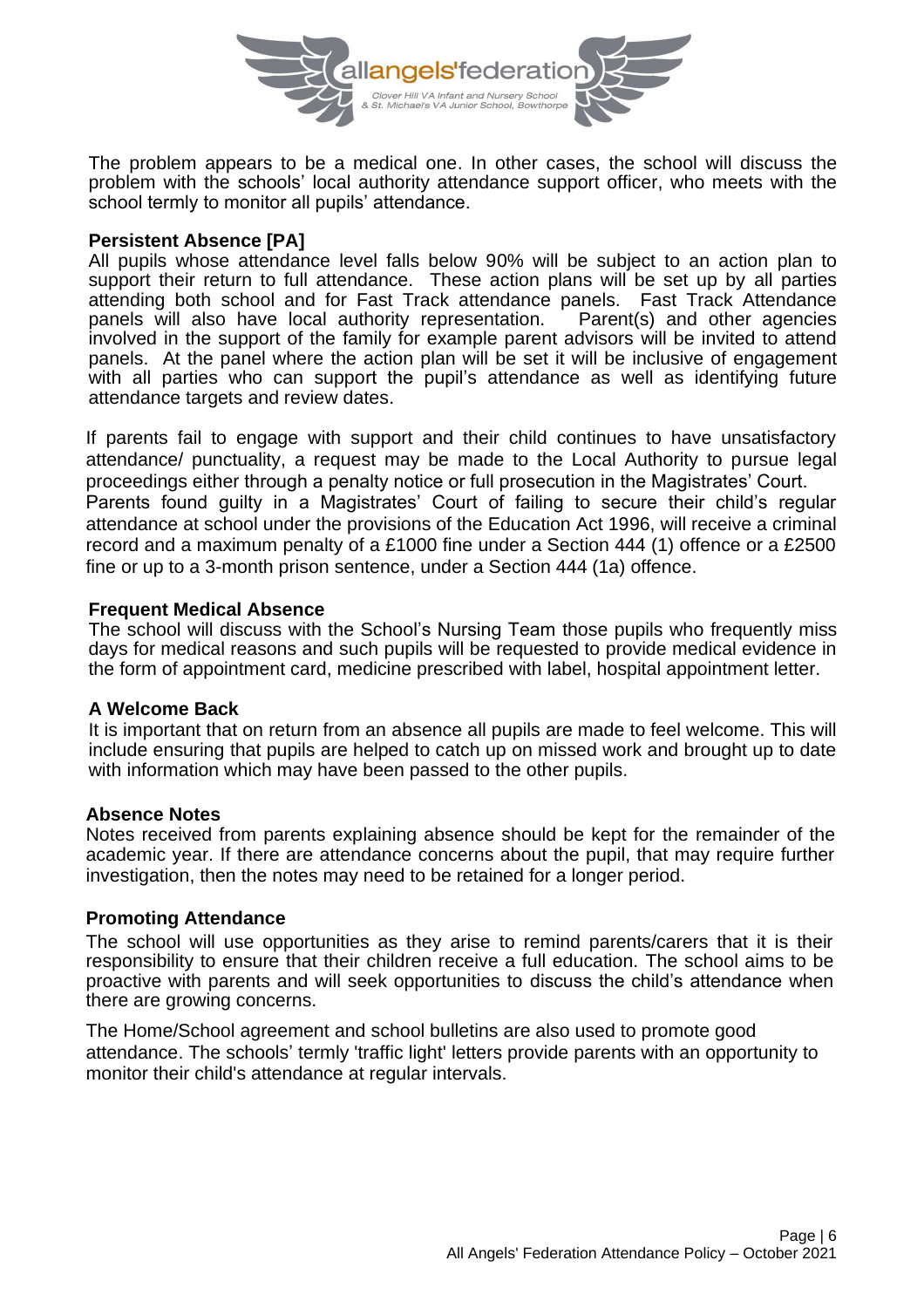The problem appears to be a medical one. In other cases, the school will discuss the problem with the schools' local authority attendance support officer, who meets with the school termly to monitor all pupils' attendance.

**Persistent Absence [PA]**

All pupils whose attendance level falls below 90% will be subject to an action plan to support their return to full attendance. These action plans will be set up by all parties attending both school and for Fast Track attendance panels. Fast Track Attendance panels will also have local authority representation. Parent(s) and other agencies involved in the support of the family for example parent advisors will be invited to attend panels. At the panel where the action plan will be set it will be inclusive of engagement with all parties who can support the pupil's attendance as well as identifying future attendance targets and review dates.

If parents fail to engage with support and their child continues to have unsatisfactory attendance/ punctuality, a request may be made to the Local Authority to pursue legal proceedings either through a penalty notice or full prosecution in the Magistrates' Court. Parents found guilty in a Magistrates' Court of failing to secure their child's regular attendance at school under the provisions of the Education Act 1996, will receive a criminal record and a maximum penalty of a £1000 fine under a Section 444 (1) offence or a £2500 fine or up to a 3-month prison sentence, under a Section 444 (1a) offence.

**Frequent Medical Absence**

The school will discuss with the School's Nursing Team those pupils who frequently miss days for medical reasons and such pupils will be requested to provide medical evidence in the form of appointment card, medicine prescribed with label, hospital appointment letter.

**A Welcome Back**

It is important that on return from an absence all pupils are made to feel welcome. This will include ensuring that pupils are helped to catch up on missed work and brought up to date with information which may have been passed to the other pupils.

**Absence Notes**

Notes received from parents explaining absence should be kept for the remainder of the academic year. If there are attendance concerns about the pupil, that may require further investigation, then the notes may need to be retained for a longer period.

**Promoting Attendance**

The school will use opportunities as they arise to remind parents/carers that it is their responsibility to ensure that their children receive a full education. The school aims to be proactive with parents and will seek opportunities to discuss the child's attendance when there are growing concerns.

The Home/School agreement and school bulletins are also used to promote good attendance. The schools' termly 'traffic light' letters provide parents with an opportunity to monitor their child's attendance at regular intervals.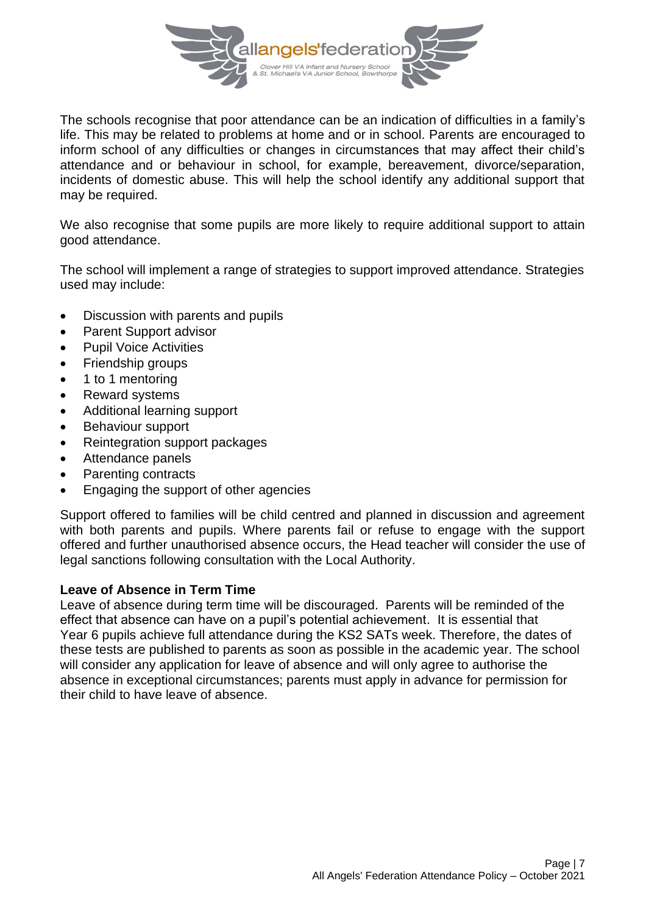The schools recognise that poor attendance can be an indication of difficulties in a family's life. This may be related to problems at home and or in school. Parents are encouraged to inform school of any difficulties or changes in circumstances that may affect their child's attendance and or behaviour in school, for example, bereavement, divorce/separation, incidents of domestic abuse. This will help the school identify any additional support that may be required.

We also recognise that some pupils are more likely to require additional support to attain good attendance.

The school will implement a range of strategies to support improved attendance. Strategies used may include:

- Discussion with parents and pupils
- Parent Support advisor
- Pupil Voice Activities
- Friendship groups
- 1 to 1 mentoring
- Reward systems
- Additional learning support
- Behaviour support
- Reintegration support packages
- Attendance panels
- Parenting contracts
- Engaging the support of other agencies

Support offered to families will be child centred and planned in discussion and agreement with both parents and pupils. Where parents fail or refuse to engage with the support offered and further unauthorised absence occurs, the Head teacher will consider the use of legal sanctions following consultation with the Local Authority.

**Leave of Absence in Term Time**

Leave of absence during term time will be discouraged. Parents will be reminded of the effect that absence can have on a pupil's potential achievement. It is essential that Year 6 pupils achieve full attendance during the KS2 SATs week. Therefore, the dates of these tests are published to parents as soon as possible in the academic year. The school will consider any application for leave of absence and will only agree to authorise the absence in exceptional circumstances; parents must apply in advance for permission for their child to have leave of absence.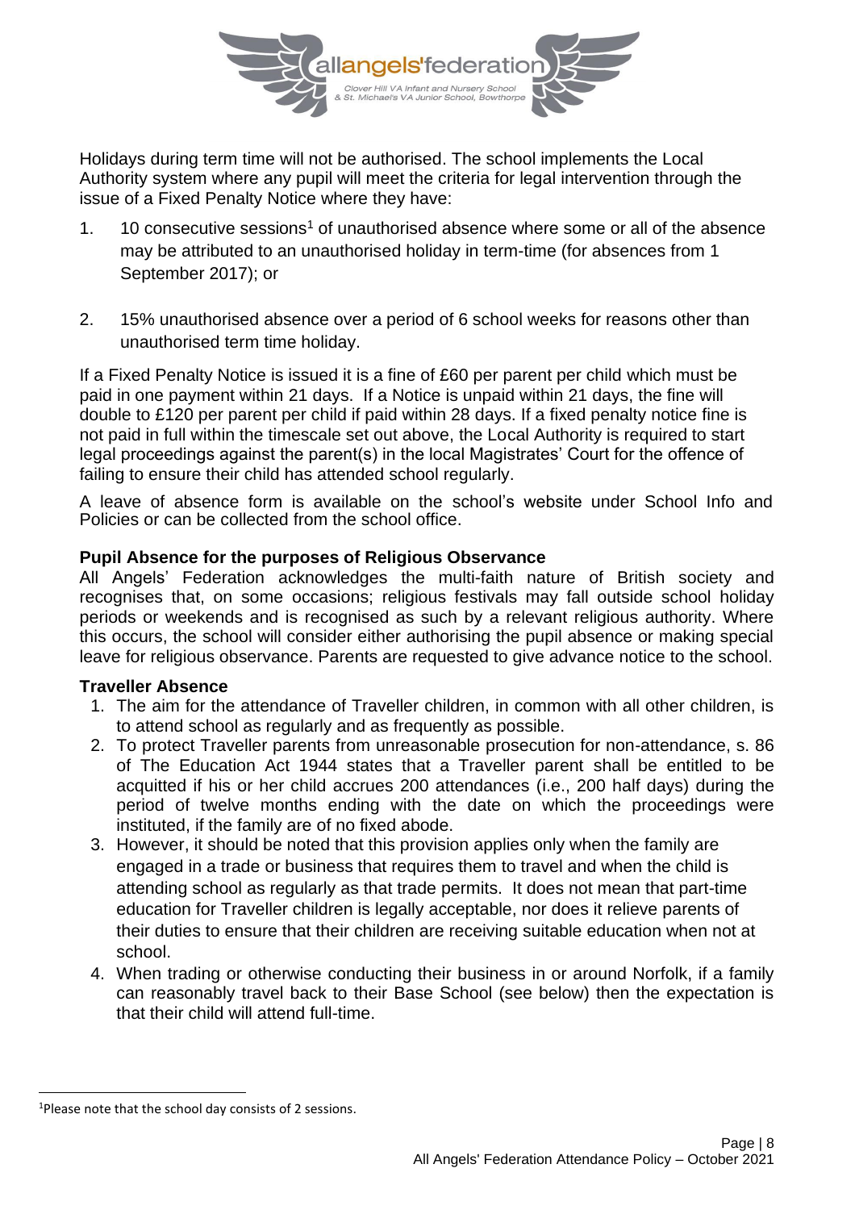Holidays during term time will not be authorised. The school implements the Local Authority system where any pupil will meet the criteria for legal intervention through the issue of a Fixed Penalty Notice where they have:

1. 10 consecutive sessions[1] of unauthorised absence where some or all of the absence may be attributed to an unauthorised holiday in term-time (for absences from 1 September 2017); or

2. 15% unauthorised absence over a period of 6 school weeks for reasons other than unauthorised term time holiday.

If a Fixed Penalty Notice is issued it is a fine of £60 per parent per child which must be paid in one payment within 21 days. If a Notice is unpaid within 21 days, the fine will double to £120 per parent per child if paid within 28 days. If a fixed penalty notice fine is not paid in full within the timescale set out above, the Local Authority is required to start legal proceedings against the parent(s) in the local Magistrates' Court for the offence of failing to ensure their child has attended school regularly.

A leave of absence form is available on the school's website under School Info and Policies or can be collected from the school office.

**Pupil Absence for the purposes of Religious Observance**

All Angels' Federation acknowledges the multi-faith nature of British society and recognises that, on some occasions; religious festivals may fall outside school holiday periods or weekends and is recognised as such by a relevant religious authority. Where this occurs, the school will consider either authorising the pupil absence or making special leave for religious observance. Parents are requested to give advance notice to the school.

**Traveller Absence**

1. The aim for the attendance of Traveller children, in common with all other children, is to attend school as regularly and as frequently as possible.
2. To protect Traveller parents from unreasonable prosecution for non-attendance, s. 86 of The Education Act 1944 states that a Traveller parent shall be entitled to be acquitted if his or her child accrues 200 attendances (i.e., 200 half days) during the period of twelve months ending with the date on which the proceedings were instituted, if the family are of no fixed abode.
3. However, it should be noted that this provision applies only when the family are engaged in a trade or business that requires them to travel and when the child is attending school as regularly as that trade permits. It does not mean that part-time education for Traveller children is legally acceptable, nor does it relieve parents of their duties to ensure that their children are receiving suitable education when not at school.
4. When trading or otherwise conducting their business in or around Norfolk, if a family can reasonably travel back to their Base School (see below) then the expectation is that their child will attend full-time.

[1] Please note that the school day consists of 2 sessions.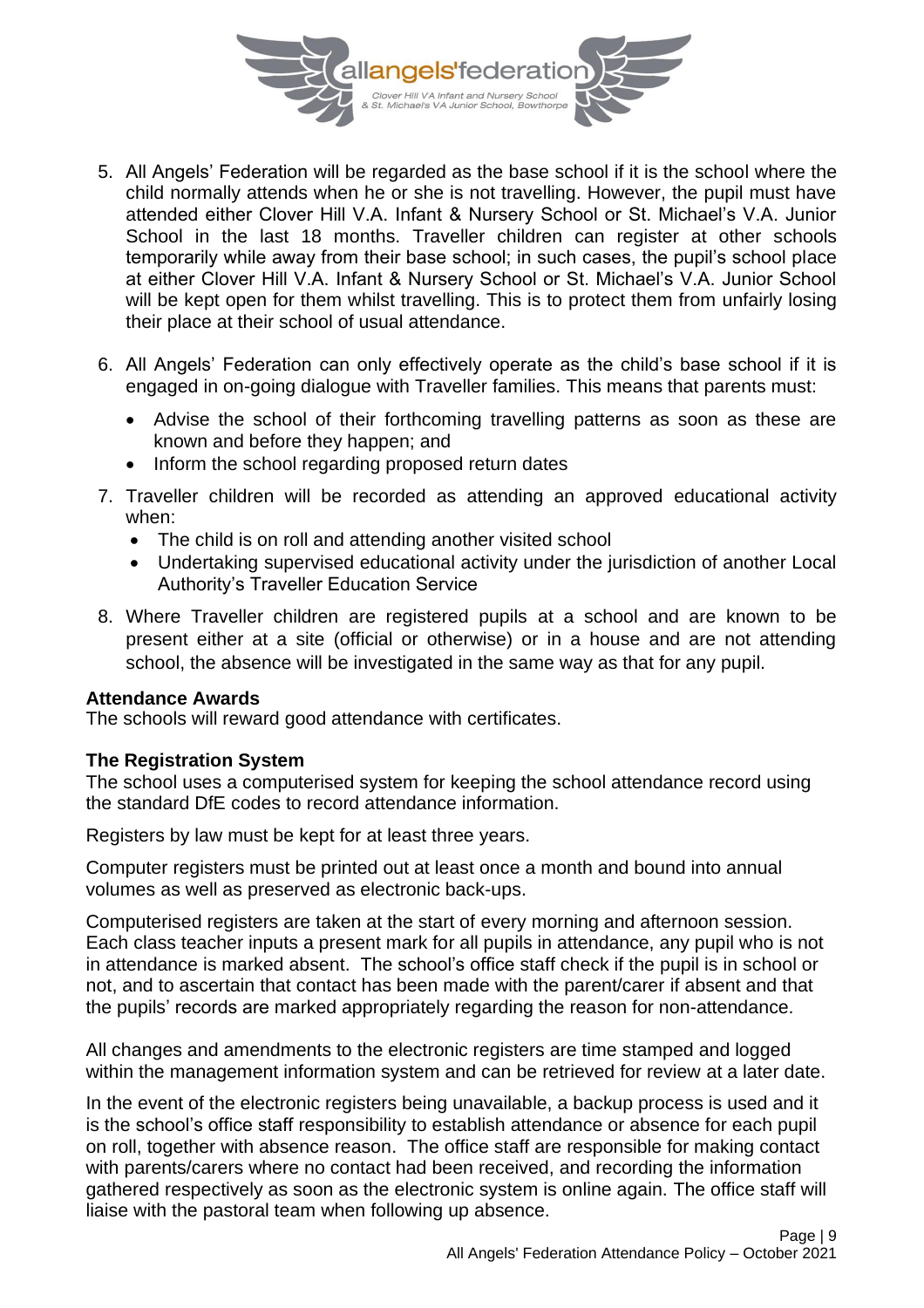5. All Angels' Federation will be regarded as the base school if it is the school where the child normally attends when he or she is not travelling. However, the pupil must have attended either Clover Hill V.A. Infant & Nursery School or St. Michael's V.A. Junior School in the last 18 months. Traveller children can register at other schools temporarily while away from their base school; in such cases, the pupil's school place at either Clover Hill V.A. Infant & Nursery School or St. Michael's V.A. Junior School will be kept open for them whilst travelling. This is to protect them from unfairly losing their place at their school of usual attendance.

6. All Angels' Federation can only effectively operate as the child's base school if it is engaged in on-going dialogue with Traveller families. This means that parents must:
   - Advise the school of their forthcoming travelling patterns as soon as these are known and before they happen; and
   - Inform the school regarding proposed return dates

7. Traveller children will be recorded as attending an approved educational activity when:
   - The child is on roll and attending another visited school
   - Undertaking supervised educational activity under the jurisdiction of another Local Authority's Traveller Education Service

8. Where Traveller children are registered pupils at a school and are known to be present either at a site (official or otherwise) or in a house and are not attending school, the absence will be investigated in the same way as that for any pupil.

**Attendance Awards**

The schools will reward good attendance with certificates.

**The Registration System**

The school uses a computerised system for keeping the school attendance record using the standard DfE codes to record attendance information.

Registers by law must be kept for at least three years.

Computer registers must be printed out at least once a month and bound into annual volumes as well as preserved as electronic back-ups.

Computerised registers are taken at the start of every morning and afternoon session. Each class teacher inputs a present mark for all pupils in attendance, any pupil who is not in attendance is marked absent. The school's office staff check if the pupil is in school or not, and to ascertain that contact has been made with the parent/carer if absent and that the pupils' records are marked appropriately regarding the reason for non-attendance.

All changes and amendments to the electronic registers are time stamped and logged within the management information system and can be retrieved for review at a later date.

In the event of the electronic registers being unavailable, a backup process is used and it is the school's office staff responsibility to establish attendance or absence for each pupil on roll, together with absence reason. The office staff are responsible for making contact with parents/carers where no contact had been received, and recording the information gathered respectively as soon as the electronic system is online again. The office staff will liaise with the pastoral team when following up absence.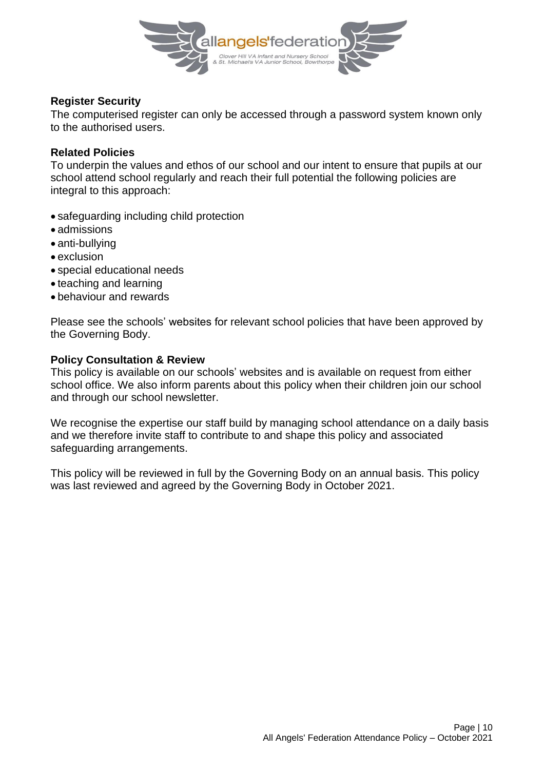**Register Security**

The computerised register can only be accessed through a password system known only to the authorised users.

**Related Policies**

To underpin the values and ethos of our school and our intent to ensure that pupils at our school attend school regularly and reach their full potential the following policies are integral to this approach:

- safeguarding including child protection
- admissions
- anti-bullying
- exclusion
- special educational needs
- teaching and learning
- behaviour and rewards

Please see the schools' websites for relevant school policies that have been approved by the Governing Body.

**Policy Consultation & Review**

This policy is available on our schools' websites and is available on request from either school office. We also inform parents about this policy when their children join our school and through our school newsletter.

We recognise the expertise our staff build by managing school attendance on a daily basis and we therefore invite staff to contribute to and shape this policy and associated safeguarding arrangements.

This policy will be reviewed in full by the Governing Body on an annual basis. This policy was last reviewed and agreed by the Governing Body in October 2021.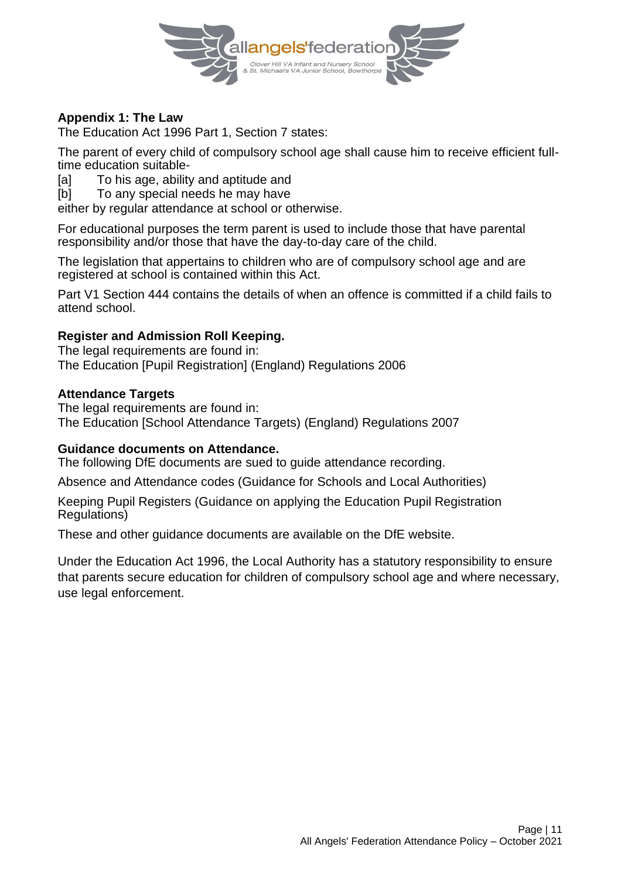## Appendix 1: The Law

The Education Act 1996 Part 1, Section 7 states:

The parent of every child of compulsory school age shall cause him to receive efficient full-time education suitable-

[a] To his age, ability and aptitude and
[b] To any special needs he may have

either by regular attendance at school or otherwise.

For educational purposes the term parent is used to include those that have parental responsibility and/or those that have the day-to-day care of the child.

The legislation that appertains to children who are of compulsory school age and are registered at school is contained within this Act.

Part V1 Section 444 contains the details of when an offence is committed if a child fails to attend school.

### Register and Admission Roll Keeping.

The legal requirements are found in:
The Education [Pupil Registration] (England) Regulations 2006

### Attendance Targets

The legal requirements are found in:
The Education [School Attendance Targets) (England) Regulations 2007

### Guidance documents on Attendance.

The following DfE documents are sued to guide attendance recording.

Absence and Attendance codes (Guidance for Schools and Local Authorities)

Keeping Pupil Registers (Guidance on applying the Education Pupil Registration Regulations)

These and other guidance documents are available on the DfE website.

Under the Education Act 1996, the Local Authority has a statutory responsibility to ensure that parents secure education for children of compulsory school age and where necessary, use legal enforcement.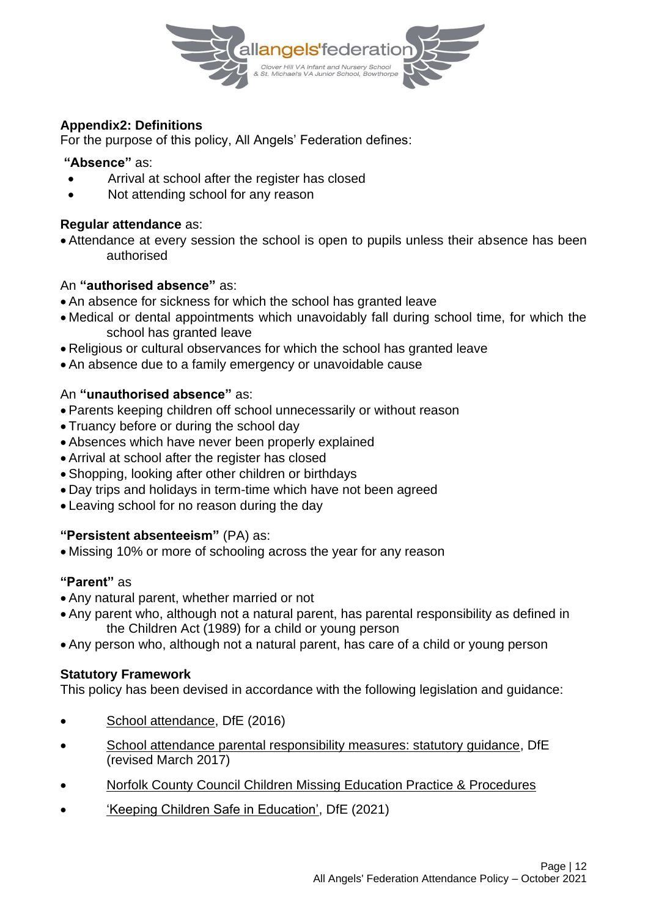## Appendix2: Definitions

For the purpose of this policy, All Angels' Federation defines:

**"Absence"** as:

- Arrival at school after the register has closed
- Not attending school for any reason

**Regular attendance** as:

- Attendance at every session the school is open to pupils unless their absence has been authorised

An **"authorised absence"** as:

- An absence for sickness for which the school has granted leave
- Medical or dental appointments which unavoidably fall during school time, for which the school has granted leave
- Religious or cultural observances for which the school has granted leave
- An absence due to a family emergency or unavoidable cause

An **"unauthorised absence"** as:

- Parents keeping children off school unnecessarily or without reason
- Truancy before or during the school day
- Absences which have never been properly explained
- Arrival at school after the register has closed
- Shopping, looking after other children or birthdays
- Day trips and holidays in term-time which have not been agreed
- Leaving school for no reason during the day

**"Persistent absenteeism"** (PA) as:

- Missing 10% or more of schooling across the year for any reason

**"Parent"** as

- Any natural parent, whether married or not
- Any parent who, although not a natural parent, has parental responsibility as defined in the Children Act (1989) for a child or young person
- Any person who, although not a natural parent, has care of a child or young person

**Statutory Framework**

This policy has been devised in accordance with the following legislation and guidance:

- School attendance, DfE (2016)
- School attendance parental responsibility measures: statutory guidance, DfE (revised March 2017)
- Norfolk County Council Children Missing Education Practice & Procedures
- 'Keeping Children Safe in Education', DfE (2021)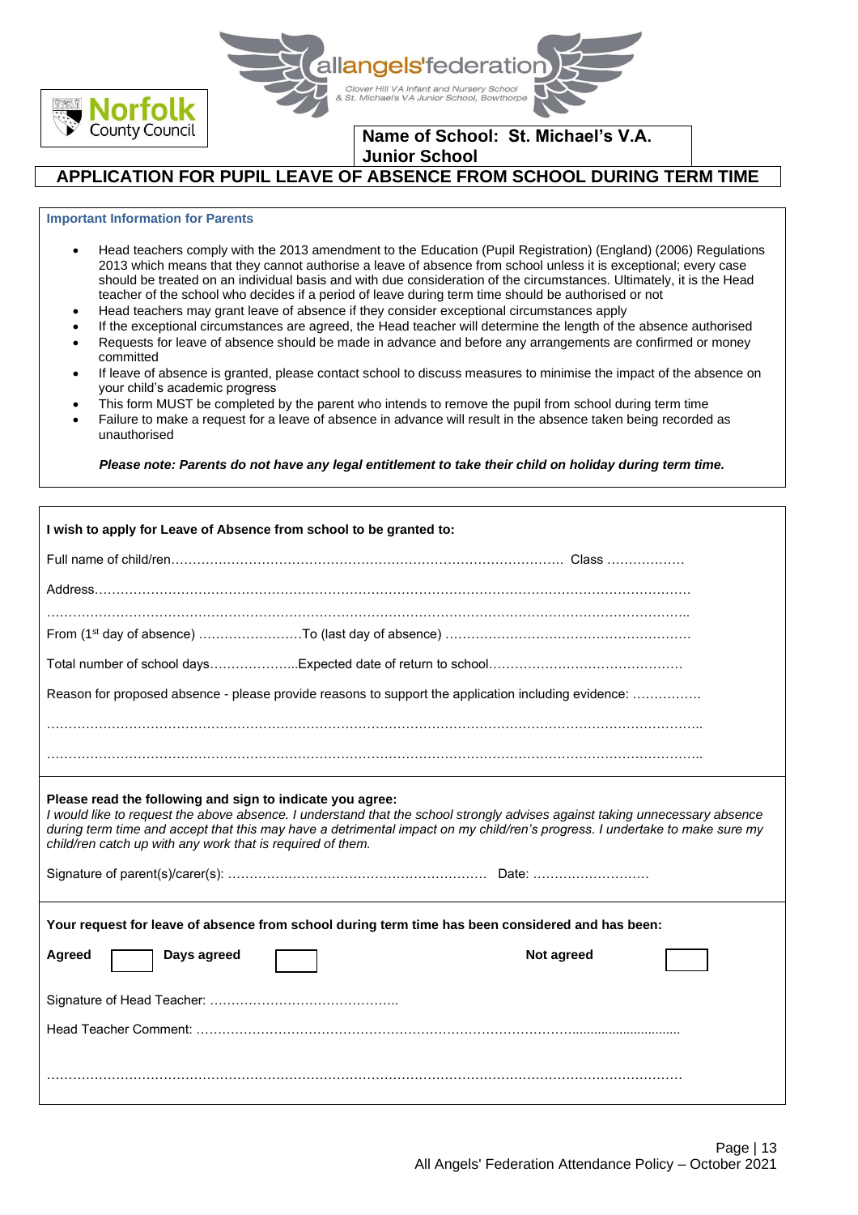Norfolk County Council

allangels'federation

Clover Hill VA Infant and Nursery School & St. Michael's VA Junior School, Bowthorpe

**Name of School: St. Michael's V.A. Junior School**

## APPLICATION FOR PUPIL LEAVE OF ABSENCE FROM SCHOOL DURING TERM TIME

**Important Information for Parents**

- Head teachers comply with the 2013 amendment to the Education (Pupil Registration) (England) (2006) Regulations 2013 which means that they cannot authorise a leave of absence from school unless it is exceptional; every case should be treated on an individual basis and with due consideration of the circumstances. Ultimately, it is the Head teacher of the school who decides if a period of leave during term time should be authorised or not
- Head teachers may grant leave of absence if they consider exceptional circumstances apply
- If the exceptional circumstances are agreed, the Head teacher will determine the length of the absence authorised
- Requests for leave of absence should be made in advance and before any arrangements are confirmed or money committed
- If leave of absence is granted, please contact school to discuss measures to minimise the impact of the absence on your child's academic progress
- This form MUST be completed by the parent who intends to remove the pupil from school during term time
- Failure to make a request for a leave of absence in advance will result in the absence taken being recorded as unauthorised

***Please note: Parents do not have any legal entitlement to take their child on holiday during term time.***

**I wish to apply for Leave of Absence from school to be granted to:**

Full name of child/ren………………………………………………………………………………. Class ………………

Address…………………………………………………………………………………………………………………………

…………………………………………………………………………………………………………………………………..

From (1st day of absence) ……………………To (last day of absence) …………………………………………………

Total number of school days………………...Expected date of return to school………………………………………

Reason for proposed absence - please provide reasons to support the application including evidence: …………….

…………………………………………………………………………………………………………………………………..

…………………………………………………………………………………………………………………………………..

**Please read the following and sign to indicate you agree:**

*I would like to request the above absence. I understand that the school strongly advises against taking unnecessary absence during term time and accept that this may have a detrimental impact on my child/ren's progress. I undertake to make sure my child/ren catch up with any work that is required of them.*

Signature of parent(s)/carer(s): …………………………………………………… Date: ………………………

**Your request for leave of absence from school during term time has been considered and has been:**

**Agreed** ☐ **Days agreed** ☐ **Not agreed** ☐

Signature of Head Teacher: ……………………………………..

Head Teacher Comment: …………………………………………………………………………………...........................

…………………………………………………………………………………………………………………………………

All Angels' Federation Attendance Policy – October 2021